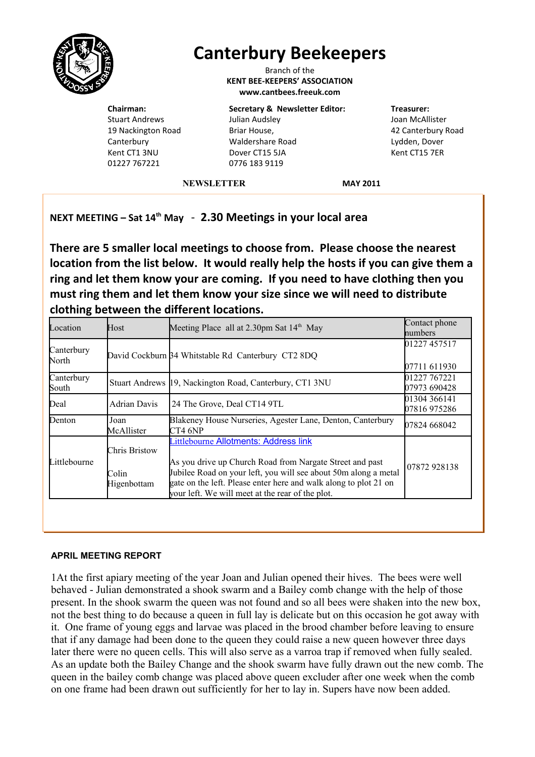# Canterbury Beekeepers

Branch of the
**KENT BEE-KEEPERS' ASSOCIATION**
**www.cantbees.freeuk.com**

**Chairman:**
Stuart Andrews
19 Nackington Road
Canterbury
Kent CT1 3NU
01227 767221

**Secretary & Newsletter Editor:**
Julian Audsley
Briar House,
Waldershare Road
Dover CT15 5JA
0776 183 9119

**Treasurer:**
Joan McAllister
42 Canterbury Road
Lydden, Dover
Kent CT15 7ER

**NEWSLETTER** **MAY 2011**

## NEXT MEETING – Sat 14th May - 2.30 Meetings in your local area

**There are 5 smaller local meetings to choose from. Please choose the nearest location from the list below. It would really help the hosts if you can give them a ring and let them know your are coming. If you need to have clothing then you must ring them and let them know your size since we will need to distribute clothing between the different locations.**

| Location | Host | Meeting Place all at 2.30pm Sat 14th May | Contact phone numbers |
|---|---|---|---|
| Canterbury North | David Cockburn | 34 Whitstable Rd Canterbury CT2 8DQ | 01227 457517<br>07711 611930 |
| Canterbury South | Stuart Andrews | 19, Nackington Road, Canterbury, CT1 3NU | 01227 767221<br>07973 690428 |
| Deal | Adrian Davis | 24 The Grove, Deal CT14 9TL | 01304 366141<br>07816 975286 |
| Denton | Joan McAllister | Blakeney House Nurseries, Agester Lane, Denton, Canterbury CT4 6NP | 07824 668042 |
| Littlebourne | Chris Bristow<br>Colin Higenbottam | Littlebourne Allotments: Address link<br>As you drive up Church Road from Nargate Street and past Jubilee Road on your left, you will see about 50m along a metal gate on the left. Please enter here and walk along to plot 21 on your left. We will meet at the rear of the plot. | 07872 928138 |

### APRIL MEETING REPORT

1At the first apiary meeting of the year Joan and Julian opened their hives. The bees were well behaved - Julian demonstrated a shook swarm and a Bailey comb change with the help of those present. In the shook swarm the queen was not found and so all bees were shaken into the new box, not the best thing to do because a queen in full lay is delicate but on this occasion he got away with it. One frame of young eggs and larvae was placed in the brood chamber before leaving to ensure that if any damage had been done to the queen they could raise a new queen however three days later there were no queen cells. This will also serve as a varroa trap if removed when fully sealed. As an update both the Bailey Change and the shook swarm have fully drawn out the new comb. The queen in the bailey comb change was placed above queen excluder after one week when the comb on one frame had been drawn out sufficiently for her to lay in. Supers have now been added.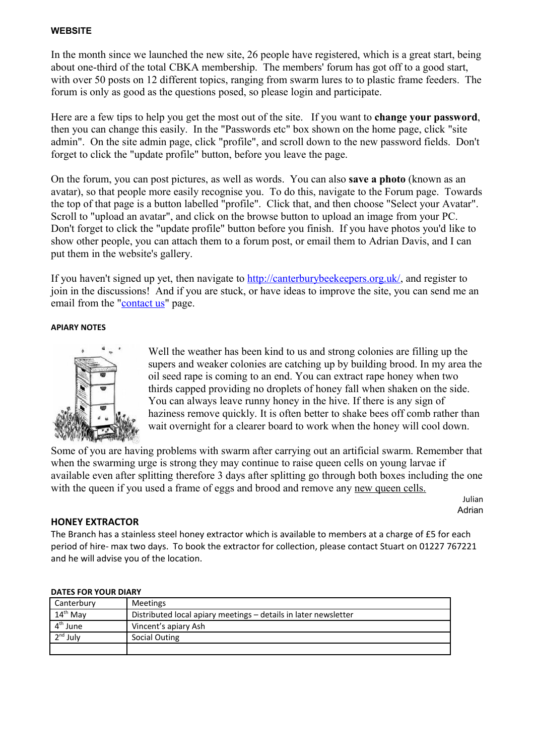**WEBSITE**

In the month since we launched the new site, 26 people have registered, which is a great start, being about one-third of the total CBKA membership. The members' forum has got off to a good start, with over 50 posts on 12 different topics, ranging from swarm lures to to plastic frame feeders. The forum is only as good as the questions posed, so please login and participate.

Here are a few tips to help you get the most out of the site. If you want to **change your password**, then you can change this easily. In the "Passwords etc" box shown on the home page, click "site admin". On the site admin page, click "profile", and scroll down to the new password fields. Don't forget to click the "update profile" button, before you leave the page.

On the forum, you can post pictures, as well as words. You can also **save a photo** (known as an avatar), so that people more easily recognise you. To do this, navigate to the Forum page. Towards the top of that page is a button labelled "profile". Click that, and then choose "Select your Avatar". Scroll to "upload an avatar", and click on the browse button to upload an image from your PC. Don't forget to click the "update profile" button before you finish. If you have photos you'd like to show other people, you can attach them to a forum post, or email them to Adrian Davis, and I can put them in the website's gallery.

If you haven't signed up yet, then navigate to http://canterburybeekeepers.org.uk/, and register to join in the discussions! And if you are stuck, or have ideas to improve the site, you can send me an email from the "contact us" page.

**APIARY NOTES**

Well the weather has been kind to us and strong colonies are filling up the supers and weaker colonies are catching up by building brood. In my area the oil seed rape is coming to an end. You can extract rape honey when two thirds capped providing no droplets of honey fall when shaken on the side. You can always leave runny honey in the hive. If there is any sign of haziness remove quickly. It is often better to shake bees off comb rather than wait overnight for a clearer board to work when the honey will cool down.

Some of you are having problems with swarm after carrying out an artificial swarm. Remember that when the swarming urge is strong they may continue to raise queen cells on young larvae if available even after splitting therefore 3 days after splitting go through both boxes including the one with the queen if you used a frame of eggs and brood and remove any new queen cells.

Julian

Adrian

**HONEY EXTRACTOR**

The Branch has a stainless steel honey extractor which is available to members at a charge of £5 for each period of hire- max two days. To book the extractor for collection, please contact Stuart on 01227 767221 and he will advise you of the location.

**DATES FOR YOUR DIARY**

| Canterbury | Meetings |
|---|---|
| 14th May | Distributed local apiary meetings – details in later newsletter |
| 4th June | Vincent's apiary Ash |
| 2nd July | Social Outing |
| | |